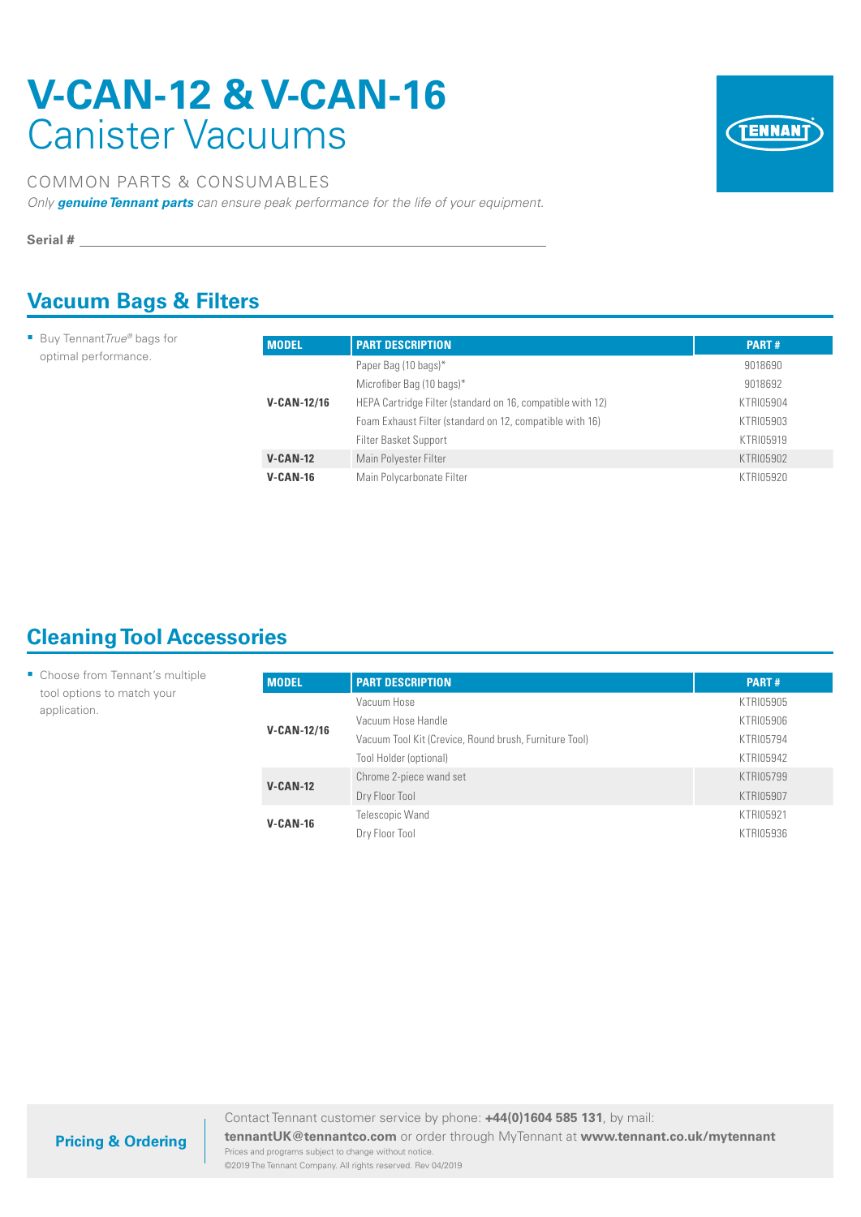# V-CAN-12 & V-CAN-16
# Canister Vacuums

COMMON PARTS & CONSUMABLES

*Only **genuine Tennant parts** can ensure peak performance for the life of your equipment.*

**Serial #** ______________________________

## Vacuum Bags & Filters

- Buy Tennant*True*® bags for optimal performance.

| MODEL | PART DESCRIPTION | PART # |
|---|---|---|
| V-CAN-12/16 | Paper Bag (10 bags)* | 9018690 |
| | Microfiber Bag (10 bags)* | 9018692 |
| | HEPA Cartridge Filter (standard on 16, compatible with 12) | KTRI05904 |
| | Foam Exhaust Filter (standard on 12, compatible with 16) | KTRI05903 |
| | Filter Basket Support | KTRI05919 |
| V-CAN-12 | Main Polyester Filter | KTRI05902 |
| V-CAN-16 | Main Polycarbonate Filter | KTRI05920 |

## Cleaning Tool Accessories

- Choose from Tennant's multiple tool options to match your application.

| MODEL | PART DESCRIPTION | PART # |
|---|---|---|
| V-CAN-12/16 | Vacuum Hose | KTRI05905 |
| | Vacuum Hose Handle | KTRI05906 |
| | Vacuum Tool Kit (Crevice, Round brush, Furniture Tool) | KTRI05794 |
| | Tool Holder (optional) | KTRI05942 |
| V-CAN-12 | Chrome 2-piece wand set | KTRI05799 |
| | Dry Floor Tool | KTRI05907 |
| V-CAN-16 | Telescopic Wand | KTRI05921 |
| | Dry Floor Tool | KTRI05936 |

**Pricing & Ordering**

Contact Tennant customer service by phone: **+44(0)1604 585 131**, by mail: **tennantUK@tennantco.com** or order through MyTennant at **www.tennant.co.uk/mytennant**

Prices and programs subject to change without notice.

©2019 The Tennant Company. All rights reserved. Rev 04/2019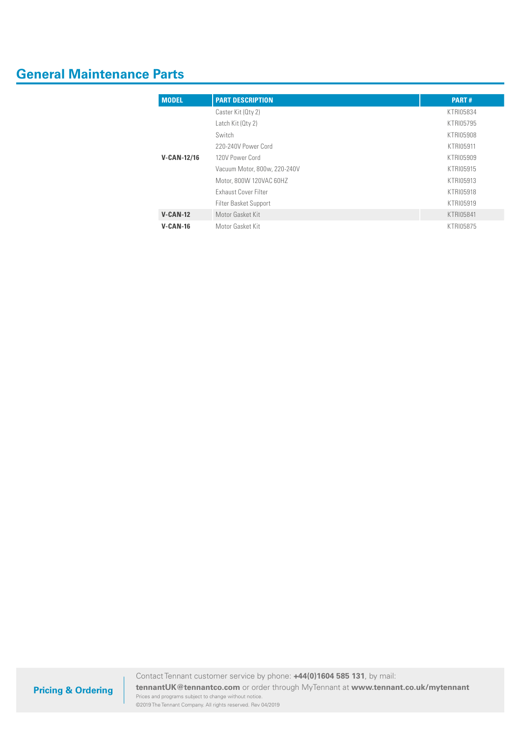## General Maintenance Parts

| MODEL | PART DESCRIPTION | PART # |
|---|---|---|
| V-CAN-12/16 | Caster Kit (Qty 2) | KTRI05834 |
| | Latch Kit (Qty 2) | KTRI05795 |
| | Switch | KTRI05908 |
| | 220-240V Power Cord | KTRI05911 |
| | 120V Power Cord | KTRI05909 |
| | Vacuum Motor, 800w, 220-240V | KTRI05915 |
| | Motor, 800W 120VAC 60HZ | KTRI05913 |
| | Exhaust Cover Filter | KTRI05918 |
| | Filter Basket Support | KTRI05919 |
| V-CAN-12 | Motor Gasket Kit | KTRI05841 |
| V-CAN-16 | Motor Gasket Kit | KTRI05875 |

**Pricing & Ordering**

Contact Tennant customer service by phone: **+44(0)1604 585 131**, by mail: **tennantUK@tennantco.com** or order through MyTennant at **www.tennant.co.uk/mytennant**

Prices and programs subject to change without notice.

©2019 The Tennant Company. All rights reserved. Rev 04/2019